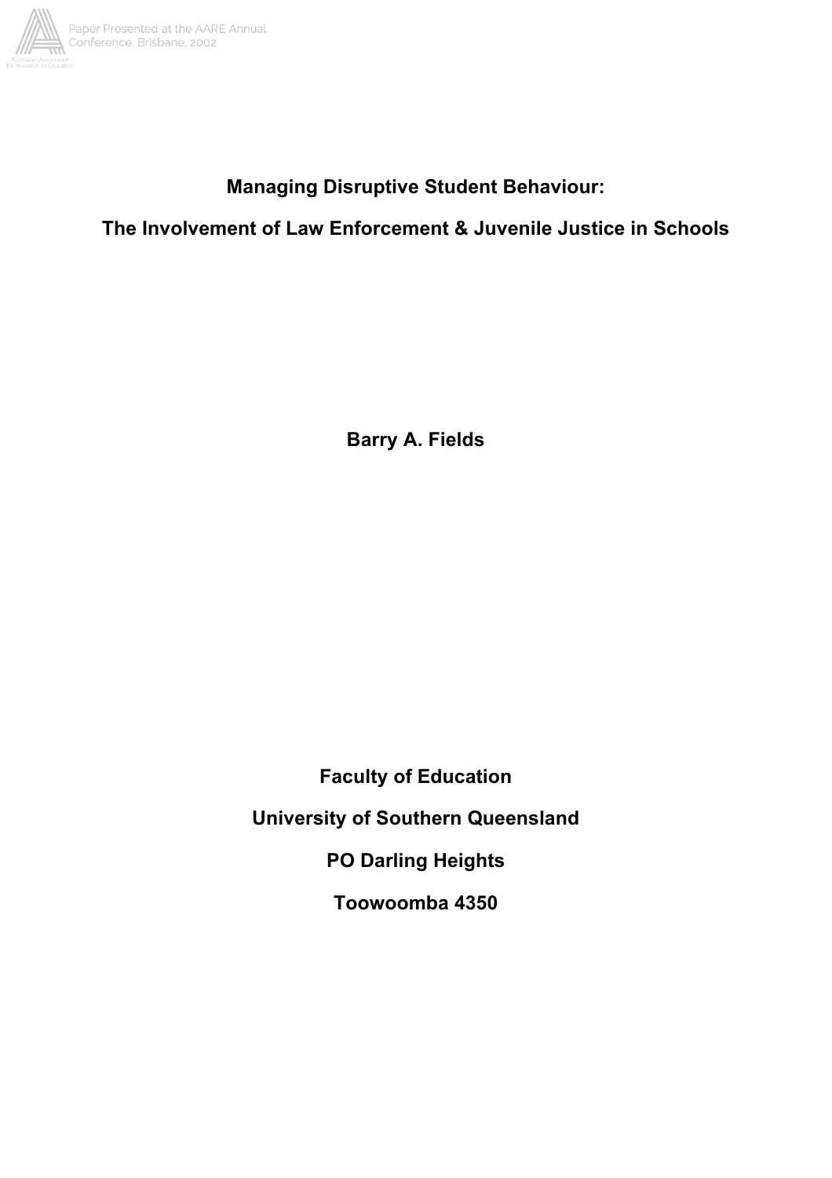# Managing Disruptive Student Behaviour:

# The Involvement of Law Enforcement & Juvenile Justice in Schools

**Barry A. Fields**

**Faculty of Education**

**University of Southern Queensland**

**PO Darling Heights**

**Toowoomba 4350**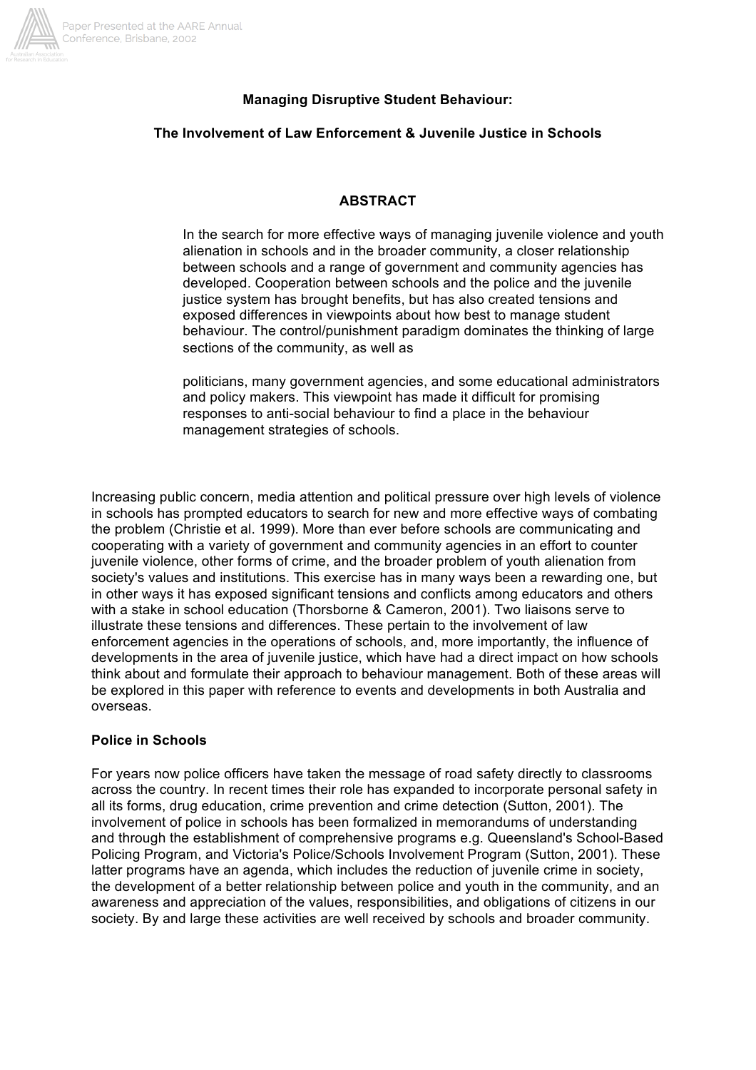**Managing Disruptive Student Behaviour:**

**The Involvement of Law Enforcement & Juvenile Justice in Schools**

**ABSTRACT**

> In the search for more effective ways of managing juvenile violence and youth alienation in schools and in the broader community, a closer relationship between schools and a range of government and community agencies has developed. Cooperation between schools and the police and the juvenile justice system has brought benefits, but has also created tensions and exposed differences in viewpoints about how best to manage student behaviour. The control/punishment paradigm dominates the thinking of large sections of the community, as well as
>
> politicians, many government agencies, and some educational administrators and policy makers. This viewpoint has made it difficult for promising responses to anti-social behaviour to find a place in the behaviour management strategies of schools.

Increasing public concern, media attention and political pressure over high levels of violence in schools has prompted educators to search for new and more effective ways of combating the problem (Christie et al. 1999). More than ever before schools are communicating and cooperating with a variety of government and community agencies in an effort to counter juvenile violence, other forms of crime, and the broader problem of youth alienation from society's values and institutions. This exercise has in many ways been a rewarding one, but in other ways it has exposed significant tensions and conflicts among educators and others with a stake in school education (Thorsborne & Cameron, 2001). Two liaisons serve to illustrate these tensions and differences. These pertain to the involvement of law enforcement agencies in the operations of schools, and, more importantly, the influence of developments in the area of juvenile justice, which have had a direct impact on how schools think about and formulate their approach to behaviour management. Both of these areas will be explored in this paper with reference to events and developments in both Australia and overseas.

**Police in Schools**

For years now police officers have taken the message of road safety directly to classrooms across the country. In recent times their role has expanded to incorporate personal safety in all its forms, drug education, crime prevention and crime detection (Sutton, 2001). The involvement of police in schools has been formalized in memorandums of understanding and through the establishment of comprehensive programs e.g. Queensland's School-Based Policing Program, and Victoria's Police/Schools Involvement Program (Sutton, 2001). These latter programs have an agenda, which includes the reduction of juvenile crime in society, the development of a better relationship between police and youth in the community, and an awareness and appreciation of the values, responsibilities, and obligations of citizens in our society. By and large these activities are well received by schools and broader community.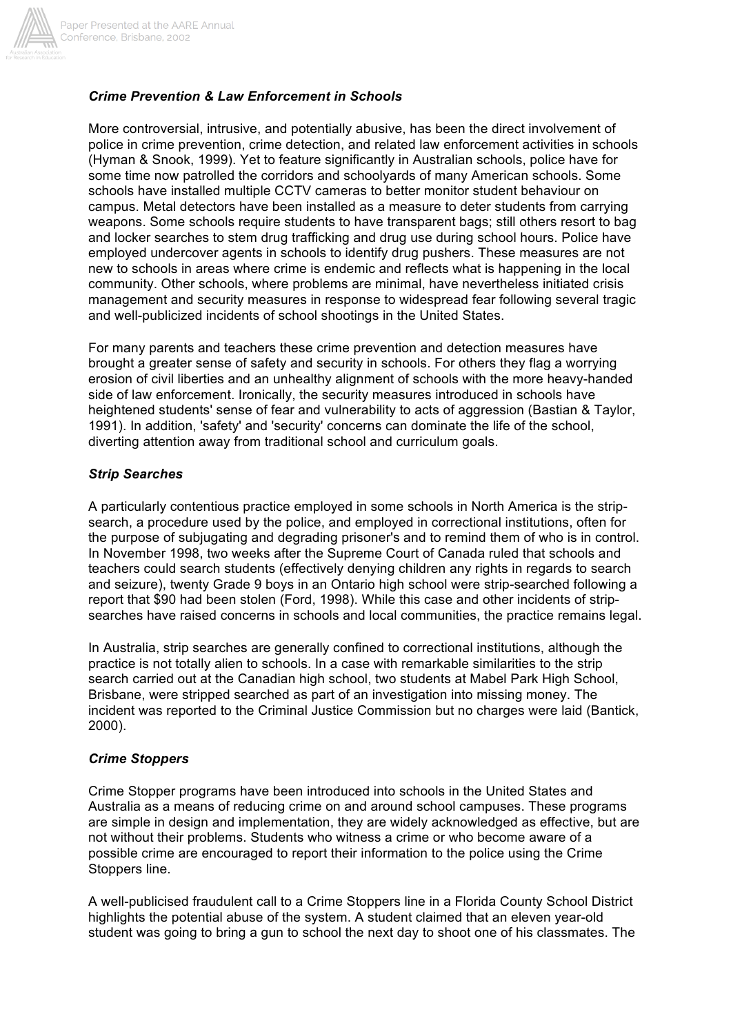### *Crime Prevention & Law Enforcement in Schools*

More controversial, intrusive, and potentially abusive, has been the direct involvement of police in crime prevention, crime detection, and related law enforcement activities in schools (Hyman & Snook, 1999). Yet to feature significantly in Australian schools, police have for some time now patrolled the corridors and schoolyards of many American schools. Some schools have installed multiple CCTV cameras to better monitor student behaviour on campus. Metal detectors have been installed as a measure to deter students from carrying weapons. Some schools require students to have transparent bags; still others resort to bag and locker searches to stem drug trafficking and drug use during school hours. Police have employed undercover agents in schools to identify drug pushers. These measures are not new to schools in areas where crime is endemic and reflects what is happening in the local community. Other schools, where problems are minimal, have nevertheless initiated crisis management and security measures in response to widespread fear following several tragic and well-publicized incidents of school shootings in the United States.

For many parents and teachers these crime prevention and detection measures have brought a greater sense of safety and security in schools. For others they flag a worrying erosion of civil liberties and an unhealthy alignment of schools with the more heavy-handed side of law enforcement. Ironically, the security measures introduced in schools have heightened students' sense of fear and vulnerability to acts of aggression (Bastian & Taylor, 1991). In addition, 'safety' and 'security' concerns can dominate the life of the school, diverting attention away from traditional school and curriculum goals.

### *Strip Searches*

A particularly contentious practice employed in some schools in North America is the strip-search, a procedure used by the police, and employed in correctional institutions, often for the purpose of subjugating and degrading prisoner's and to remind them of who is in control. In November 1998, two weeks after the Supreme Court of Canada ruled that schools and teachers could search students (effectively denying children any rights in regards to search and seizure), twenty Grade 9 boys in an Ontario high school were strip-searched following a report that $90 had been stolen (Ford, 1998). While this case and other incidents of strip-searches have raised concerns in schools and local communities, the practice remains legal.

In Australia, strip searches are generally confined to correctional institutions, although the practice is not totally alien to schools. In a case with remarkable similarities to the strip search carried out at the Canadian high school, two students at Mabel Park High School, Brisbane, were stripped searched as part of an investigation into missing money. The incident was reported to the Criminal Justice Commission but no charges were laid (Bantick, 2000).

### *Crime Stoppers*

Crime Stopper programs have been introduced into schools in the United States and Australia as a means of reducing crime on and around school campuses. These programs are simple in design and implementation, they are widely acknowledged as effective, but are not without their problems. Students who witness a crime or who become aware of a possible crime are encouraged to report their information to the police using the Crime Stoppers line.

A well-publicised fraudulent call to a Crime Stoppers line in a Florida County School District highlights the potential abuse of the system. A student claimed that an eleven year-old student was going to bring a gun to school the next day to shoot one of his classmates. The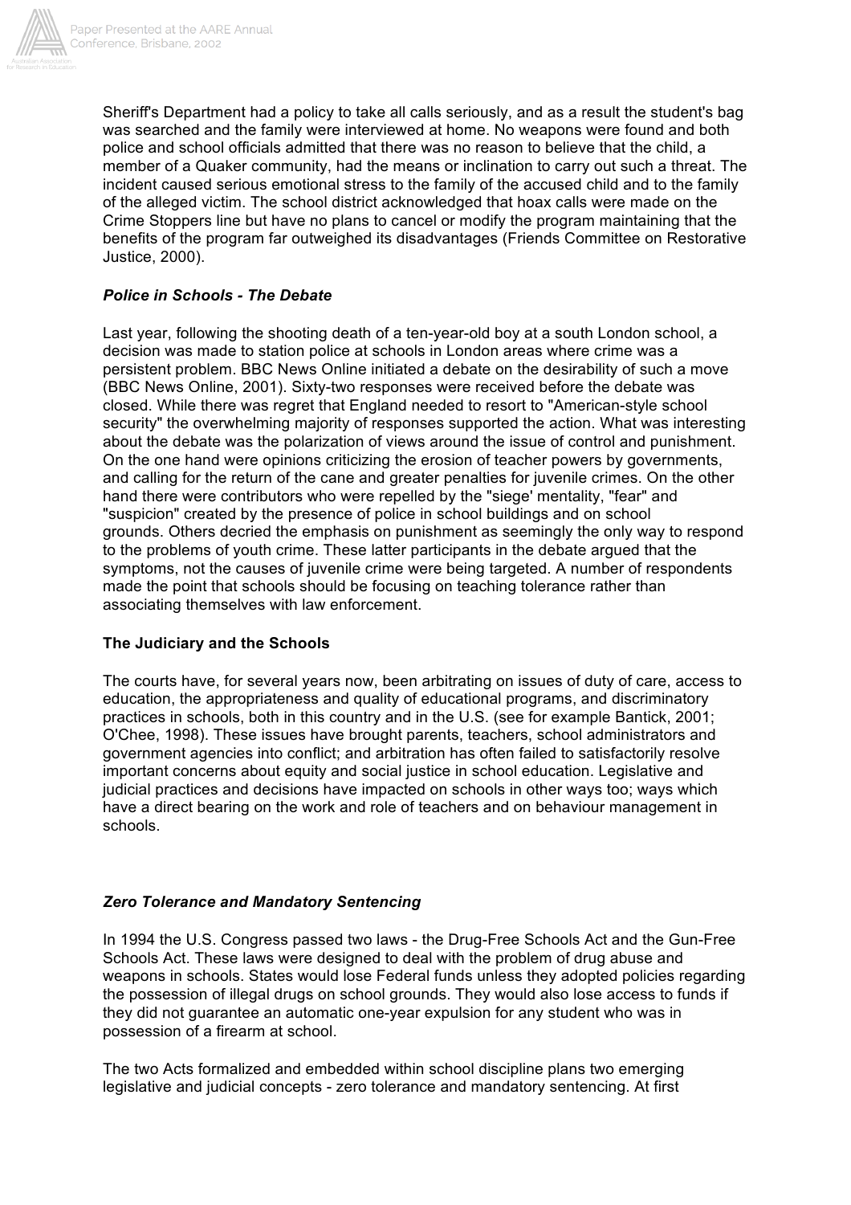Sheriff's Department had a policy to take all calls seriously, and as a result the student's bag was searched and the family were interviewed at home. No weapons were found and both police and school officials admitted that there was no reason to believe that the child, a member of a Quaker community, had the means or inclination to carry out such a threat. The incident caused serious emotional stress to the family of the accused child and to the family of the alleged victim. The school district acknowledged that hoax calls were made on the Crime Stoppers line but have no plans to cancel or modify the program maintaining that the benefits of the program far outweighed its disadvantages (Friends Committee on Restorative Justice, 2000).

### *Police in Schools - The Debate*

Last year, following the shooting death of a ten-year-old boy at a south London school, a decision was made to station police at schools in London areas where crime was a persistent problem. BBC News Online initiated a debate on the desirability of such a move (BBC News Online, 2001). Sixty-two responses were received before the debate was closed. While there was regret that England needed to resort to "American-style school security" the overwhelming majority of responses supported the action. What was interesting about the debate was the polarization of views around the issue of control and punishment. On the one hand were opinions criticizing the erosion of teacher powers by governments, and calling for the return of the cane and greater penalties for juvenile crimes. On the other hand there were contributors who were repelled by the "siege' mentality, "fear" and "suspicion" created by the presence of police in school buildings and on school grounds. Others decried the emphasis on punishment as seemingly the only way to respond to the problems of youth crime. These latter participants in the debate argued that the symptoms, not the causes of juvenile crime were being targeted. A number of respondents made the point that schools should be focusing on teaching tolerance rather than associating themselves with law enforcement.

## The Judiciary and the Schools

The courts have, for several years now, been arbitrating on issues of duty of care, access to education, the appropriateness and quality of educational programs, and discriminatory practices in schools, both in this country and in the U.S. (see for example Bantick, 2001; O'Chee, 1998). These issues have brought parents, teachers, school administrators and government agencies into conflict; and arbitration has often failed to satisfactorily resolve important concerns about equity and social justice in school education. Legislative and judicial practices and decisions have impacted on schools in other ways too; ways which have a direct bearing on the work and role of teachers and on behaviour management in schools.

### *Zero Tolerance and Mandatory Sentencing*

In 1994 the U.S. Congress passed two laws - the Drug-Free Schools Act and the Gun-Free Schools Act. These laws were designed to deal with the problem of drug abuse and weapons in schools. States would lose Federal funds unless they adopted policies regarding the possession of illegal drugs on school grounds. They would also lose access to funds if they did not guarantee an automatic one-year expulsion for any student who was in possession of a firearm at school.

The two Acts formalized and embedded within school discipline plans two emerging legislative and judicial concepts - zero tolerance and mandatory sentencing. At first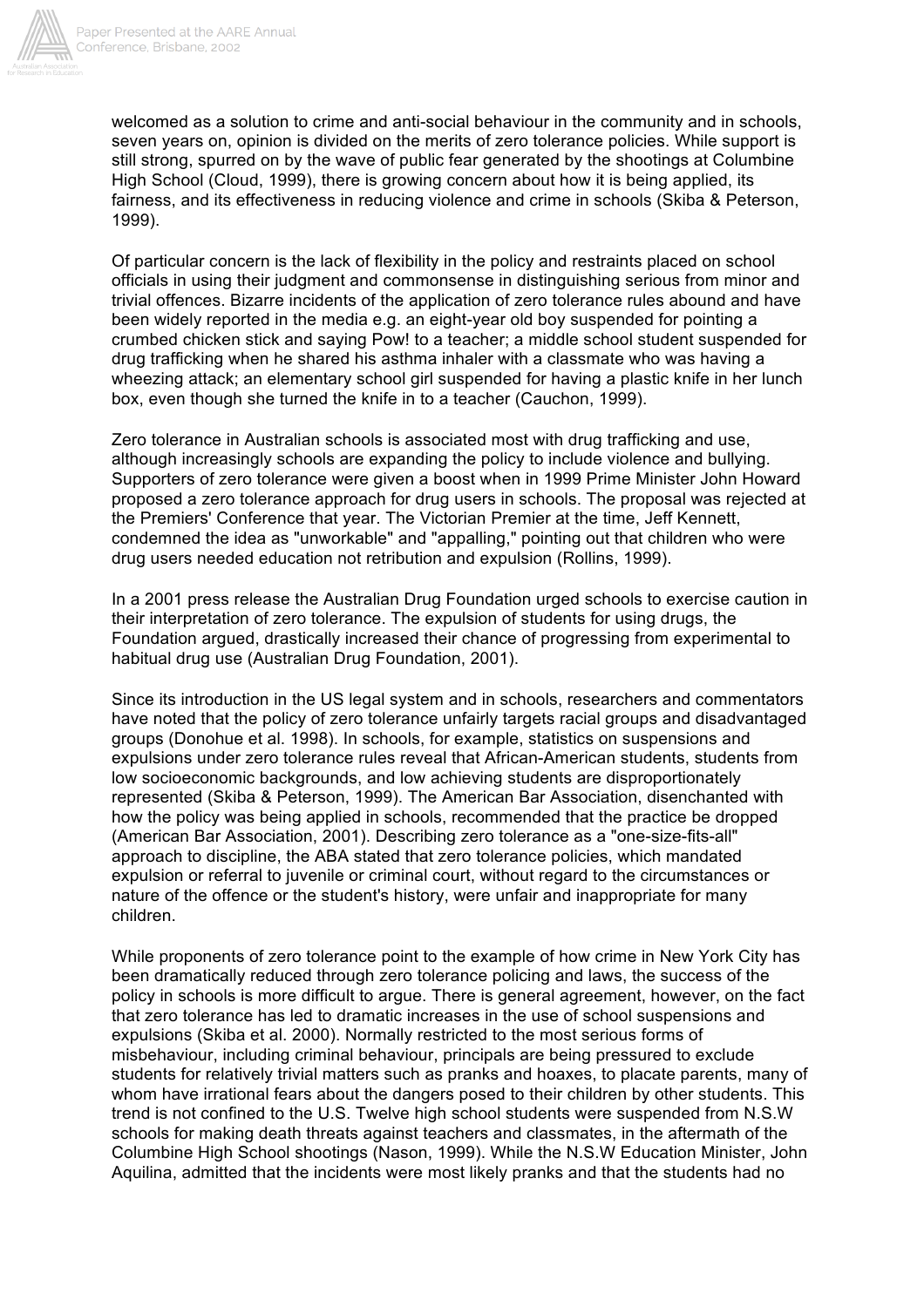welcomed as a solution to crime and anti-social behaviour in the community and in schools, seven years on, opinion is divided on the merits of zero tolerance policies. While support is still strong, spurred on by the wave of public fear generated by the shootings at Columbine High School (Cloud, 1999), there is growing concern about how it is being applied, its fairness, and its effectiveness in reducing violence and crime in schools (Skiba & Peterson, 1999).

Of particular concern is the lack of flexibility in the policy and restraints placed on school officials in using their judgment and commonsense in distinguishing serious from minor and trivial offences. Bizarre incidents of the application of zero tolerance rules abound and have been widely reported in the media e.g. an eight-year old boy suspended for pointing a crumbed chicken stick and saying Pow! to a teacher; a middle school student suspended for drug trafficking when he shared his asthma inhaler with a classmate who was having a wheezing attack; an elementary school girl suspended for having a plastic knife in her lunch box, even though she turned the knife in to a teacher (Cauchon, 1999).

Zero tolerance in Australian schools is associated most with drug trafficking and use, although increasingly schools are expanding the policy to include violence and bullying. Supporters of zero tolerance were given a boost when in 1999 Prime Minister John Howard proposed a zero tolerance approach for drug users in schools. The proposal was rejected at the Premiers' Conference that year. The Victorian Premier at the time, Jeff Kennett, condemned the idea as "unworkable" and "appalling," pointing out that children who were drug users needed education not retribution and expulsion (Rollins, 1999).

In a 2001 press release the Australian Drug Foundation urged schools to exercise caution in their interpretation of zero tolerance. The expulsion of students for using drugs, the Foundation argued, drastically increased their chance of progressing from experimental to habitual drug use (Australian Drug Foundation, 2001).

Since its introduction in the US legal system and in schools, researchers and commentators have noted that the policy of zero tolerance unfairly targets racial groups and disadvantaged groups (Donohue et al. 1998). In schools, for example, statistics on suspensions and expulsions under zero tolerance rules reveal that African-American students, students from low socioeconomic backgrounds, and low achieving students are disproportionately represented (Skiba & Peterson, 1999). The American Bar Association, disenchanted with how the policy was being applied in schools, recommended that the practice be dropped (American Bar Association, 2001). Describing zero tolerance as a "one-size-fits-all" approach to discipline, the ABA stated that zero tolerance policies, which mandated expulsion or referral to juvenile or criminal court, without regard to the circumstances or nature of the offence or the student's history, were unfair and inappropriate for many children.

While proponents of zero tolerance point to the example of how crime in New York City has been dramatically reduced through zero tolerance policing and laws, the success of the policy in schools is more difficult to argue. There is general agreement, however, on the fact that zero tolerance has led to dramatic increases in the use of school suspensions and expulsions (Skiba et al. 2000). Normally restricted to the most serious forms of misbehaviour, including criminal behaviour, principals are being pressured to exclude students for relatively trivial matters such as pranks and hoaxes, to placate parents, many of whom have irrational fears about the dangers posed to their children by other students. This trend is not confined to the U.S. Twelve high school students were suspended from N.S.W schools for making death threats against teachers and classmates, in the aftermath of the Columbine High School shootings (Nason, 1999). While the N.S.W Education Minister, John Aquilina, admitted that the incidents were most likely pranks and that the students had no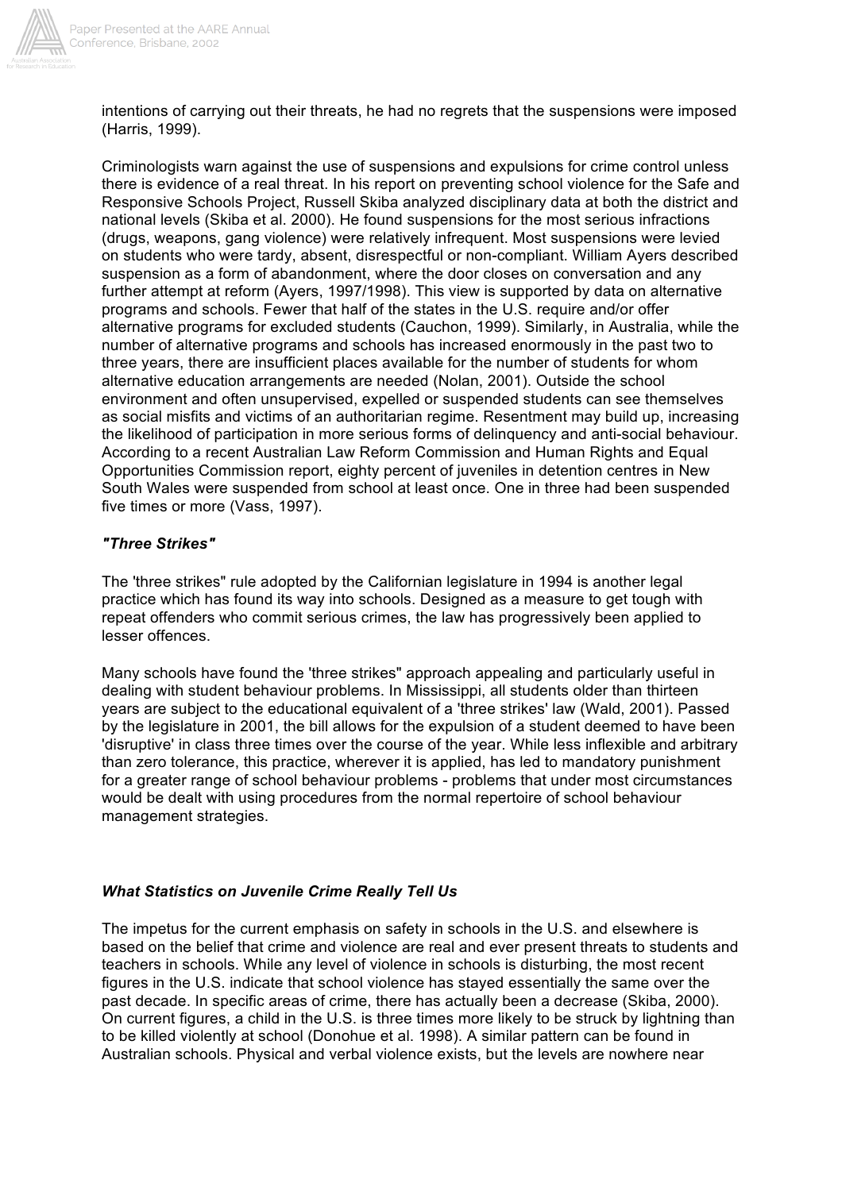intentions of carrying out their threats, he had no regrets that the suspensions were imposed (Harris, 1999).

Criminologists warn against the use of suspensions and expulsions for crime control unless there is evidence of a real threat. In his report on preventing school violence for the Safe and Responsive Schools Project, Russell Skiba analyzed disciplinary data at both the district and national levels (Skiba et al. 2000). He found suspensions for the most serious infractions (drugs, weapons, gang violence) were relatively infrequent. Most suspensions were levied on students who were tardy, absent, disrespectful or non-compliant. William Ayers described suspension as a form of abandonment, where the door closes on conversation and any further attempt at reform (Ayers, 1997/1998). This view is supported by data on alternative programs and schools. Fewer that half of the states in the U.S. require and/or offer alternative programs for excluded students (Cauchon, 1999). Similarly, in Australia, while the number of alternative programs and schools has increased enormously in the past two to three years, there are insufficient places available for the number of students for whom alternative education arrangements are needed (Nolan, 2001). Outside the school environment and often unsupervised, expelled or suspended students can see themselves as social misfits and victims of an authoritarian regime. Resentment may build up, increasing the likelihood of participation in more serious forms of delinquency and anti-social behaviour. According to a recent Australian Law Reform Commission and Human Rights and Equal Opportunities Commission report, eighty percent of juveniles in detention centres in New South Wales were suspended from school at least once. One in three had been suspended five times or more (Vass, 1997).

### *"Three Strikes"*

The 'three strikes" rule adopted by the Californian legislature in 1994 is another legal practice which has found its way into schools. Designed as a measure to get tough with repeat offenders who commit serious crimes, the law has progressively been applied to lesser offences.

Many schools have found the 'three strikes" approach appealing and particularly useful in dealing with student behaviour problems. In Mississippi, all students older than thirteen years are subject to the educational equivalent of a 'three strikes' law (Wald, 2001). Passed by the legislature in 2001, the bill allows for the expulsion of a student deemed to have been 'disruptive' in class three times over the course of the year. While less inflexible and arbitrary than zero tolerance, this practice, wherever it is applied, has led to mandatory punishment for a greater range of school behaviour problems - problems that under most circumstances would be dealt with using procedures from the normal repertoire of school behaviour management strategies.

### *What Statistics on Juvenile Crime Really Tell Us*

The impetus for the current emphasis on safety in schools in the U.S. and elsewhere is based on the belief that crime and violence are real and ever present threats to students and teachers in schools. While any level of violence in schools is disturbing, the most recent figures in the U.S. indicate that school violence has stayed essentially the same over the past decade. In specific areas of crime, there has actually been a decrease (Skiba, 2000). On current figures, a child in the U.S. is three times more likely to be struck by lightning than to be killed violently at school (Donohue et al. 1998). A similar pattern can be found in Australian schools. Physical and verbal violence exists, but the levels are nowhere near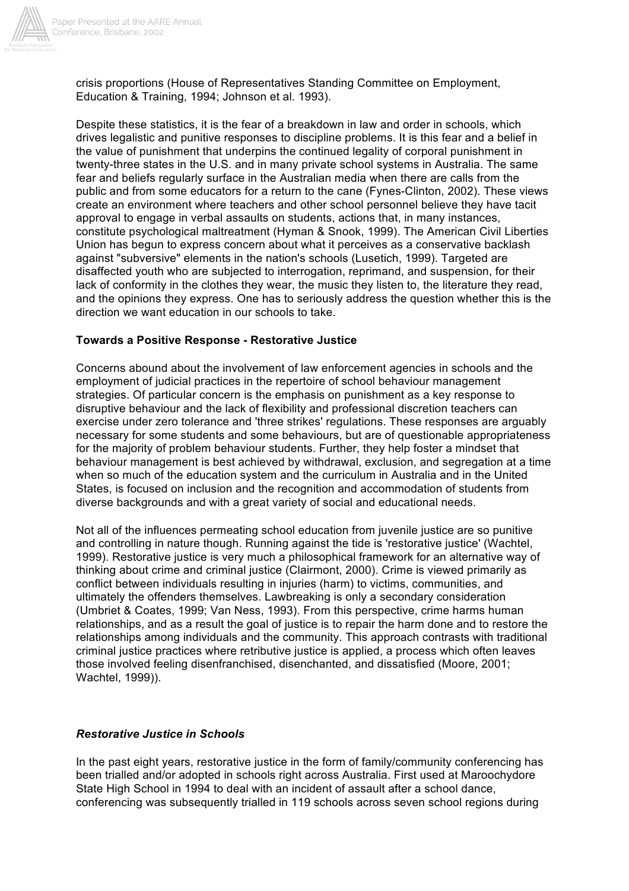crisis proportions (House of Representatives Standing Committee on Employment, Education & Training, 1994; Johnson et al. 1993).

Despite these statistics, it is the fear of a breakdown in law and order in schools, which drives legalistic and punitive responses to discipline problems. It is this fear and a belief in the value of punishment that underpins the continued legality of corporal punishment in twenty-three states in the U.S. and in many private school systems in Australia. The same fear and beliefs regularly surface in the Australian media when there are calls from the public and from some educators for a return to the cane (Fynes-Clinton, 2002). These views create an environment where teachers and other school personnel believe they have tacit approval to engage in verbal assaults on students, actions that, in many instances, constitute psychological maltreatment (Hyman & Snook, 1999). The American Civil Liberties Union has begun to express concern about what it perceives as a conservative backlash against "subversive" elements in the nation's schools (Lusetich, 1999). Targeted are disaffected youth who are subjected to interrogation, reprimand, and suspension, for their lack of conformity in the clothes they wear, the music they listen to, the literature they read, and the opinions they express. One has to seriously address the question whether this is the direction we want education in our schools to take.

**Towards a Positive Response - Restorative Justice**

Concerns abound about the involvement of law enforcement agencies in schools and the employment of judicial practices in the repertoire of school behaviour management strategies. Of particular concern is the emphasis on punishment as a key response to disruptive behaviour and the lack of flexibility and professional discretion teachers can exercise under zero tolerance and 'three strikes' regulations. These responses are arguably necessary for some students and some behaviours, but are of questionable appropriateness for the majority of problem behaviour students. Further, they help foster a mindset that behaviour management is best achieved by withdrawal, exclusion, and segregation at a time when so much of the education system and the curriculum in Australia and in the United States, is focused on inclusion and the recognition and accommodation of students from diverse backgrounds and with a great variety of social and educational needs.

Not all of the influences permeating school education from juvenile justice are so punitive and controlling in nature though. Running against the tide is 'restorative justice' (Wachtel, 1999). Restorative justice is very much a philosophical framework for an alternative way of thinking about crime and criminal justice (Clairmont, 2000). Crime is viewed primarily as conflict between individuals resulting in injuries (harm) to victims, communities, and ultimately the offenders themselves. Lawbreaking is only a secondary consideration (Umbriet & Coates, 1999; Van Ness, 1993). From this perspective, crime harms human relationships, and as a result the goal of justice is to repair the harm done and to restore the relationships among individuals and the community. This approach contrasts with traditional criminal justice practices where retributive justice is applied, a process which often leaves those involved feeling disenfranchised, disenchanted, and dissatisfied (Moore, 2001; Wachtel, 1999)).

***Restorative Justice in Schools***

In the past eight years, restorative justice in the form of family/community conferencing has been trialled and/or adopted in schools right across Australia. First used at Maroochydore State High School in 1994 to deal with an incident of assault after a school dance, conferencing was subsequently trialled in 119 schools across seven school regions during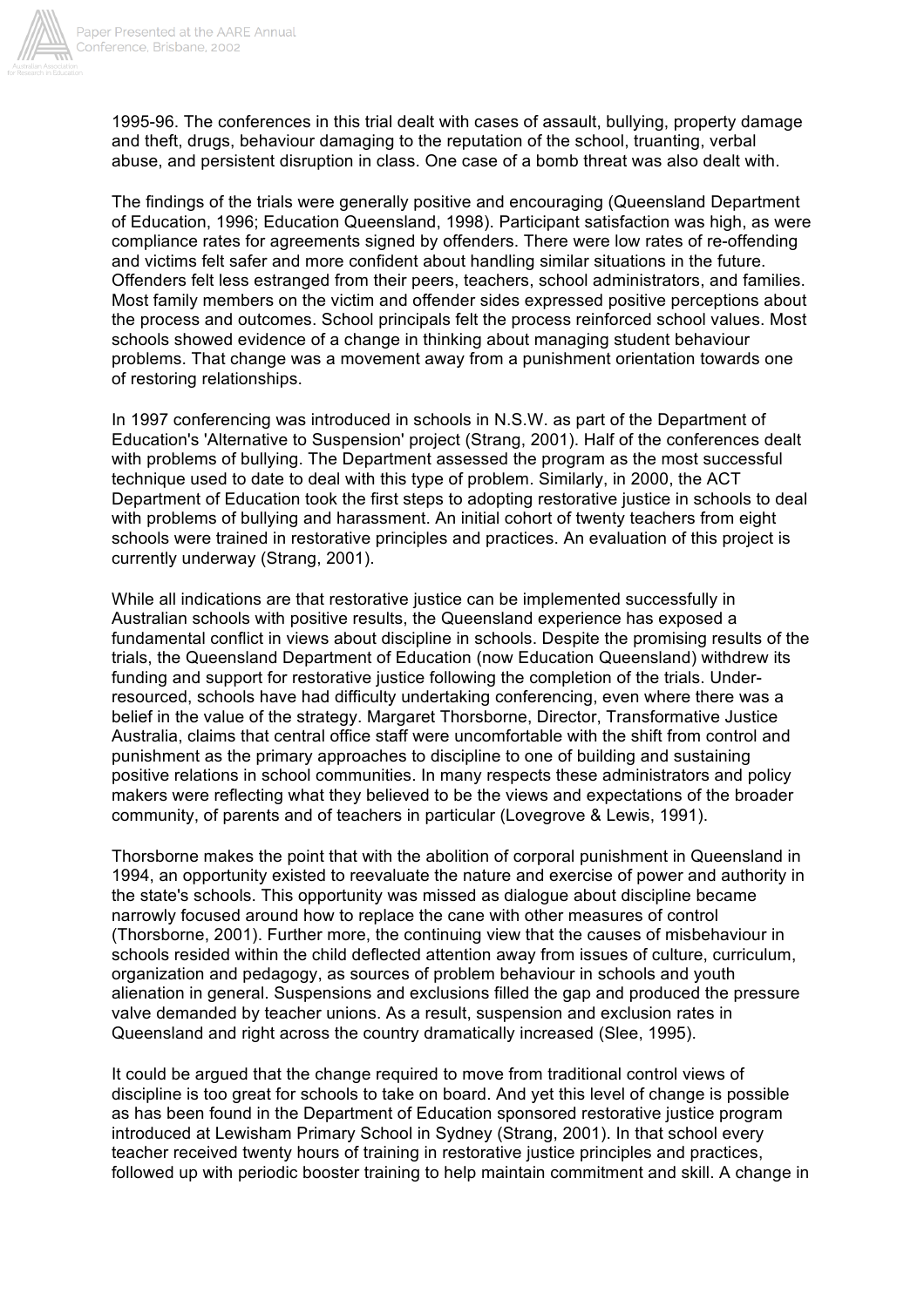1995-96. The conferences in this trial dealt with cases of assault, bullying, property damage and theft, drugs, behaviour damaging to the reputation of the school, truanting, verbal abuse, and persistent disruption in class. One case of a bomb threat was also dealt with.

The findings of the trials were generally positive and encouraging (Queensland Department of Education, 1996; Education Queensland, 1998). Participant satisfaction was high, as were compliance rates for agreements signed by offenders. There were low rates of re-offending and victims felt safer and more confident about handling similar situations in the future. Offenders felt less estranged from their peers, teachers, school administrators, and families. Most family members on the victim and offender sides expressed positive perceptions about the process and outcomes. School principals felt the process reinforced school values. Most schools showed evidence of a change in thinking about managing student behaviour problems. That change was a movement away from a punishment orientation towards one of restoring relationships.

In 1997 conferencing was introduced in schools in N.S.W. as part of the Department of Education's 'Alternative to Suspension' project (Strang, 2001). Half of the conferences dealt with problems of bullying. The Department assessed the program as the most successful technique used to date to deal with this type of problem. Similarly, in 2000, the ACT Department of Education took the first steps to adopting restorative justice in schools to deal with problems of bullying and harassment. An initial cohort of twenty teachers from eight schools were trained in restorative principles and practices. An evaluation of this project is currently underway (Strang, 2001).

While all indications are that restorative justice can be implemented successfully in Australian schools with positive results, the Queensland experience has exposed a fundamental conflict in views about discipline in schools. Despite the promising results of the trials, the Queensland Department of Education (now Education Queensland) withdrew its funding and support for restorative justice following the completion of the trials. Under-resourced, schools have had difficulty undertaking conferencing, even where there was a belief in the value of the strategy. Margaret Thorsborne, Director, Transformative Justice Australia, claims that central office staff were uncomfortable with the shift from control and punishment as the primary approaches to discipline to one of building and sustaining positive relations in school communities. In many respects these administrators and policy makers were reflecting what they believed to be the views and expectations of the broader community, of parents and of teachers in particular (Lovegrove & Lewis, 1991).

Thorsborne makes the point that with the abolition of corporal punishment in Queensland in 1994, an opportunity existed to reevaluate the nature and exercise of power and authority in the state's schools. This opportunity was missed as dialogue about discipline became narrowly focused around how to replace the cane with other measures of control (Thorsborne, 2001). Further more, the continuing view that the causes of misbehaviour in schools resided within the child deflected attention away from issues of culture, curriculum, organization and pedagogy, as sources of problem behaviour in schools and youth alienation in general. Suspensions and exclusions filled the gap and produced the pressure valve demanded by teacher unions. As a result, suspension and exclusion rates in Queensland and right across the country dramatically increased (Slee, 1995).

It could be argued that the change required to move from traditional control views of discipline is too great for schools to take on board. And yet this level of change is possible as has been found in the Department of Education sponsored restorative justice program introduced at Lewisham Primary School in Sydney (Strang, 2001). In that school every teacher received twenty hours of training in restorative justice principles and practices, followed up with periodic booster training to help maintain commitment and skill. A change in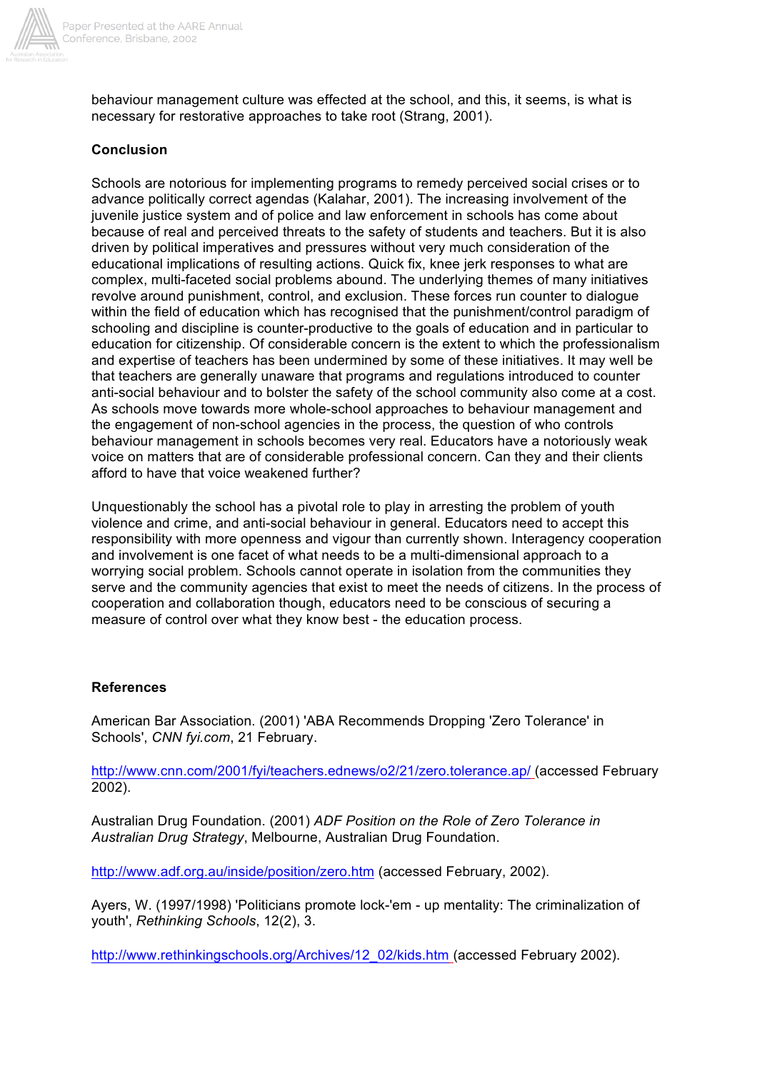behaviour management culture was effected at the school, and this, it seems, is what is necessary for restorative approaches to take root (Strang, 2001).

## Conclusion

Schools are notorious for implementing programs to remedy perceived social crises or to advance politically correct agendas (Kalahar, 2001). The increasing involvement of the juvenile justice system and of police and law enforcement in schools has come about because of real and perceived threats to the safety of students and teachers. But it is also driven by political imperatives and pressures without very much consideration of the educational implications of resulting actions. Quick fix, knee jerk responses to what are complex, multi-faceted social problems abound. The underlying themes of many initiatives revolve around punishment, control, and exclusion. These forces run counter to dialogue within the field of education which has recognised that the punishment/control paradigm of schooling and discipline is counter-productive to the goals of education and in particular to education for citizenship. Of considerable concern is the extent to which the professionalism and expertise of teachers has been undermined by some of these initiatives. It may well be that teachers are generally unaware that programs and regulations introduced to counter anti-social behaviour and to bolster the safety of the school community also come at a cost. As schools move towards more whole-school approaches to behaviour management and the engagement of non-school agencies in the process, the question of who controls behaviour management in schools becomes very real. Educators have a notoriously weak voice on matters that are of considerable professional concern. Can they and their clients afford to have that voice weakened further?

Unquestionably the school has a pivotal role to play in arresting the problem of youth violence and crime, and anti-social behaviour in general. Educators need to accept this responsibility with more openness and vigour than currently shown. Interagency cooperation and involvement is one facet of what needs to be a multi-dimensional approach to a worrying social problem. Schools cannot operate in isolation from the communities they serve and the community agencies that exist to meet the needs of citizens. In the process of cooperation and collaboration though, educators need to be conscious of securing a measure of control over what they know best - the education process.

## References

American Bar Association. (2001) 'ABA Recommends Dropping 'Zero Tolerance' in Schools', *CNN fyi.com*, 21 February.

http://www.cnn.com/2001/fyi/teachers.ednews/o2/21/zero.tolerance.ap/ (accessed February 2002).

Australian Drug Foundation. (2001) *ADF Position on the Role of Zero Tolerance in Australian Drug Strategy*, Melbourne, Australian Drug Foundation.

http://www.adf.org.au/inside/position/zero.htm (accessed February, 2002).

Ayers, W. (1997/1998) 'Politicians promote lock-'em - up mentality: The criminalization of youth', *Rethinking Schools*, 12(2), 3.

http://www.rethinkingschools.org/Archives/12_02/kids.htm (accessed February 2002).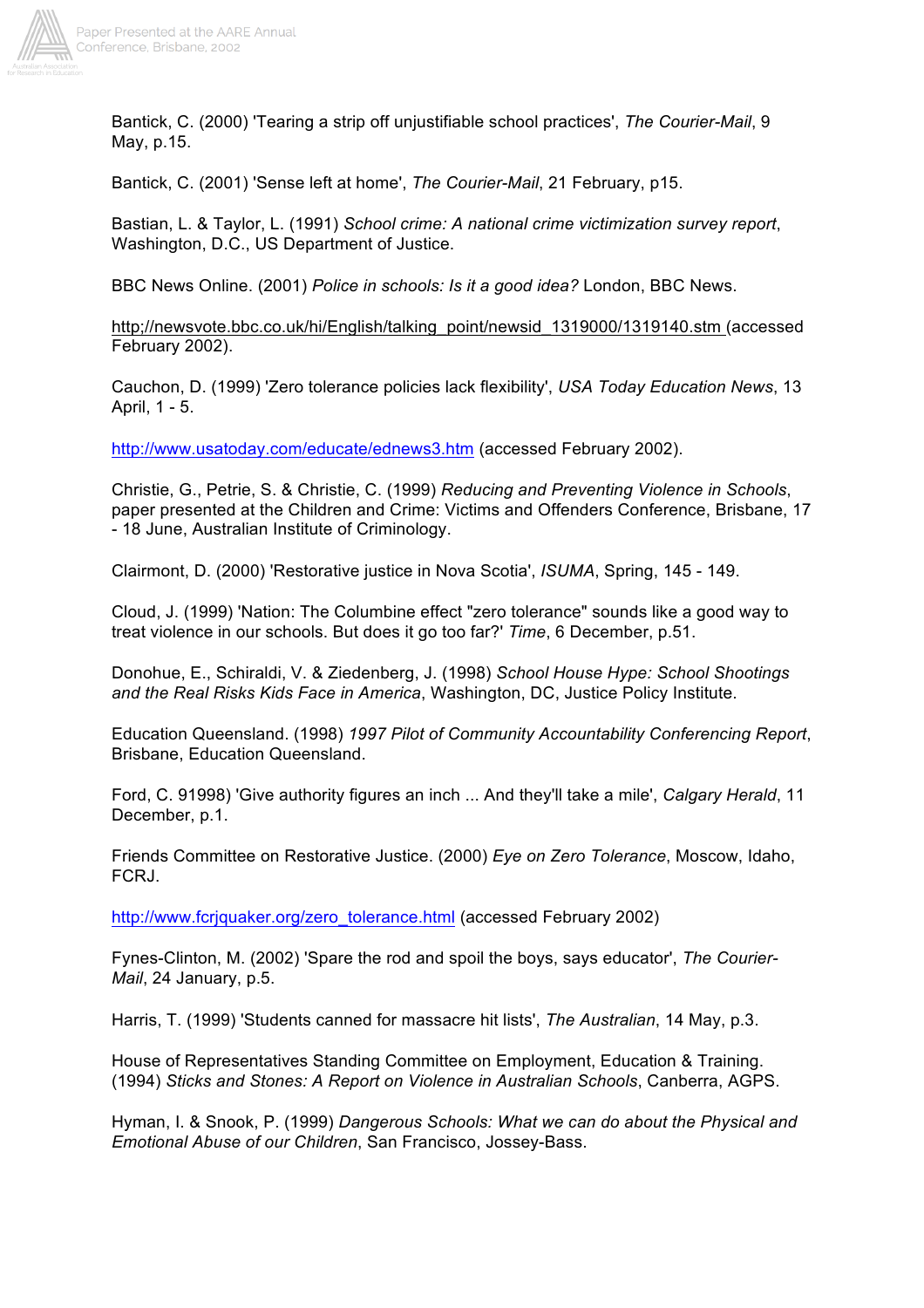Bantick, C. (2000) 'Tearing a strip off unjustifiable school practices', *The Courier-Mail*, 9 May, p.15.

Bantick, C. (2001) 'Sense left at home', *The Courier-Mail*, 21 February, p15.

Bastian, L. & Taylor, L. (1991) *School crime: A national crime victimization survey report*, Washington, D.C., US Department of Justice.

BBC News Online. (2001) *Police in schools: Is it a good idea?* London, BBC News.

http;//newsvote.bbc.co.uk/hi/English/talking_point/newsid_1319000/1319140.stm (accessed February 2002).

Cauchon, D. (1999) 'Zero tolerance policies lack flexibility', *USA Today Education News*, 13 April, 1 - 5.

http://www.usatoday.com/educate/ednews3.htm (accessed February 2002).

Christie, G., Petrie, S. & Christie, C. (1999) *Reducing and Preventing Violence in Schools*, paper presented at the Children and Crime: Victims and Offenders Conference, Brisbane, 17 - 18 June, Australian Institute of Criminology.

Clairmont, D. (2000) 'Restorative justice in Nova Scotia', *ISUMA*, Spring, 145 - 149.

Cloud, J. (1999) 'Nation: The Columbine effect "zero tolerance" sounds like a good way to treat violence in our schools. But does it go too far?' *Time*, 6 December, p.51.

Donohue, E., Schiraldi, V. & Ziedenberg, J. (1998) *School House Hype: School Shootings and the Real Risks Kids Face in America*, Washington, DC, Justice Policy Institute.

Education Queensland. (1998) *1997 Pilot of Community Accountability Conferencing Report*, Brisbane, Education Queensland.

Ford, C. 91998) 'Give authority figures an inch ... And they'll take a mile', *Calgary Herald*, 11 December, p.1.

Friends Committee on Restorative Justice. (2000) *Eye on Zero Tolerance*, Moscow, Idaho, FCRJ.

http://www.fcrjquaker.org/zero_tolerance.html (accessed February 2002)

Fynes-Clinton, M. (2002) 'Spare the rod and spoil the boys, says educator', *The Courier-Mail*, 24 January, p.5.

Harris, T. (1999) 'Students canned for massacre hit lists', *The Australian*, 14 May, p.3.

House of Representatives Standing Committee on Employment, Education & Training. (1994) *Sticks and Stones: A Report on Violence in Australian Schools*, Canberra, AGPS.

Hyman, I. & Snook, P. (1999) *Dangerous Schools: What we can do about the Physical and Emotional Abuse of our Children*, San Francisco, Jossey-Bass.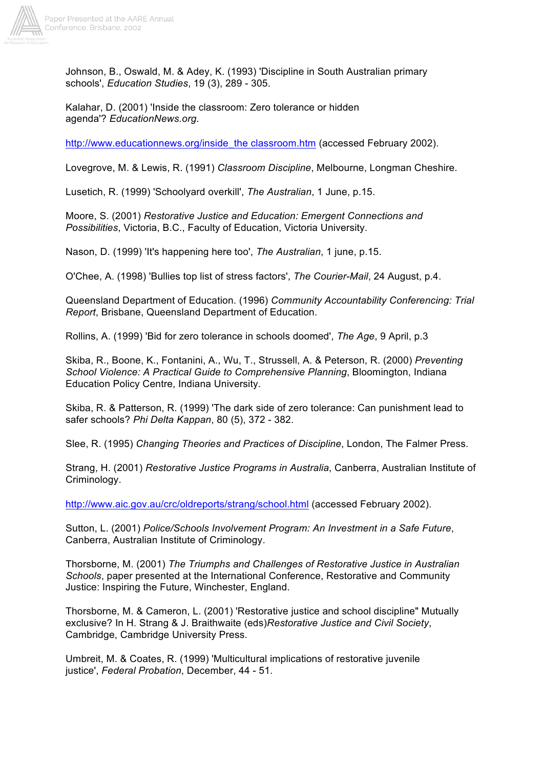Johnson, B., Oswald, M. & Adey, K. (1993) 'Discipline in South Australian primary schools', *Education Studies*, 19 (3), 289 - 305.

Kalahar, D. (2001) 'Inside the classroom: Zero tolerance or hidden agenda'? *EducationNews.org*.

http://www.educationnews.org/inside_the classroom.htm (accessed February 2002).

Lovegrove, M. & Lewis, R. (1991) *Classroom Discipline*, Melbourne, Longman Cheshire.

Lusetich, R. (1999) 'Schoolyard overkill', *The Australian*, 1 June, p.15.

Moore, S. (2001) *Restorative Justice and Education: Emergent Connections and Possibilities*, Victoria, B.C., Faculty of Education, Victoria University.

Nason, D. (1999) 'It's happening here too', *The Australian*, 1 june, p.15.

O'Chee, A. (1998) 'Bullies top list of stress factors', *The Courier-Mail*, 24 August, p.4.

Queensland Department of Education. (1996) *Community Accountability Conferencing: Trial Report*, Brisbane, Queensland Department of Education.

Rollins, A. (1999) 'Bid for zero tolerance in schools doomed', *The Age*, 9 April, p.3

Skiba, R., Boone, K., Fontanini, A., Wu, T., Strussell, A. & Peterson, R. (2000) *Preventing School Violence: A Practical Guide to Comprehensive Planning*, Bloomington, Indiana Education Policy Centre, Indiana University.

Skiba, R. & Patterson, R. (1999) 'The dark side of zero tolerance: Can punishment lead to safer schools? *Phi Delta Kappan*, 80 (5), 372 - 382.

Slee, R. (1995) *Changing Theories and Practices of Discipline*, London, The Falmer Press.

Strang, H. (2001) *Restorative Justice Programs in Australia*, Canberra, Australian Institute of Criminology.

http://www.aic.gov.au/crc/oldreports/strang/school.html (accessed February 2002).

Sutton, L. (2001) *Police/Schools Involvement Program: An Investment in a Safe Future*, Canberra, Australian Institute of Criminology.

Thorsborne, M. (2001) *The Triumphs and Challenges of Restorative Justice in Australian Schools*, paper presented at the International Conference, Restorative and Community Justice: Inspiring the Future, Winchester, England.

Thorsborne, M. & Cameron, L. (2001) 'Restorative justice and school discipline" Mutually exclusive? In H. Strang & J. Braithwaite (eds)*Restorative Justice and Civil Society*, Cambridge, Cambridge University Press.

Umbreit, M. & Coates, R. (1999) 'Multicultural implications of restorative juvenile justice', *Federal Probation*, December, 44 - 51.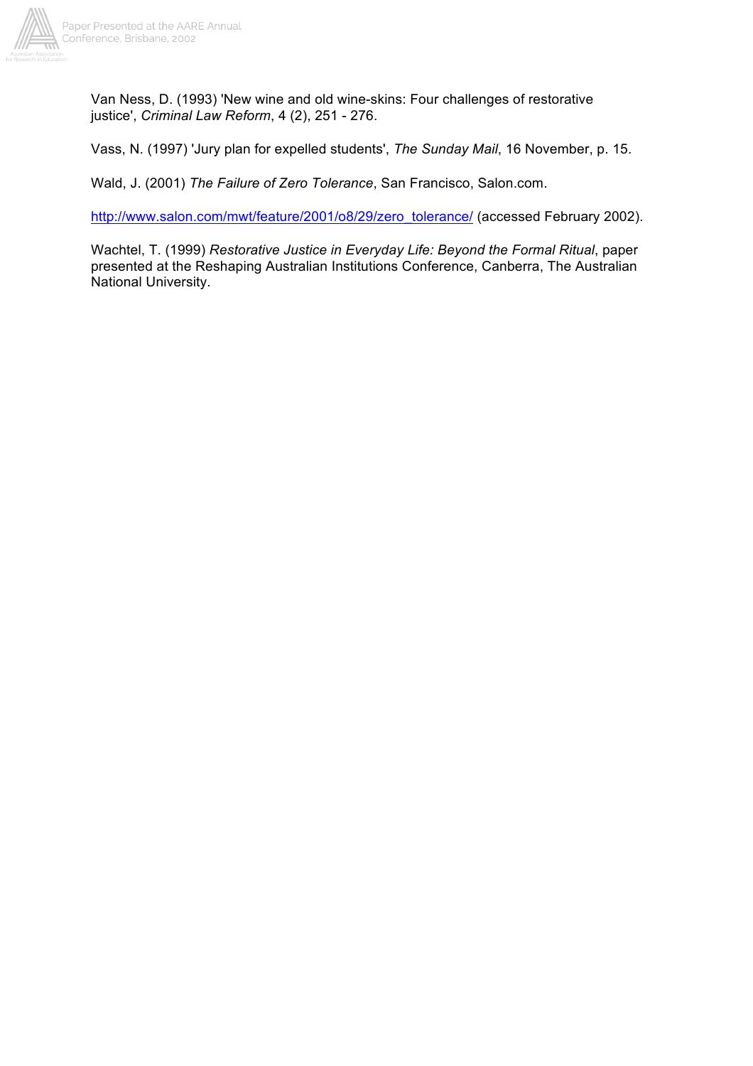Van Ness, D. (1993) 'New wine and old wine-skins: Four challenges of restorative justice', *Criminal Law Reform*, 4 (2), 251 - 276.

Vass, N. (1997) 'Jury plan for expelled students', *The Sunday Mail*, 16 November, p. 15.

Wald, J. (2001) *The Failure of Zero Tolerance*, San Francisco, Salon.com.

http://www.salon.com/mwt/feature/2001/o8/29/zero_tolerance/ (accessed February 2002).

Wachtel, T. (1999) *Restorative Justice in Everyday Life: Beyond the Formal Ritual*, paper presented at the Reshaping Australian Institutions Conference, Canberra, The Australian National University.